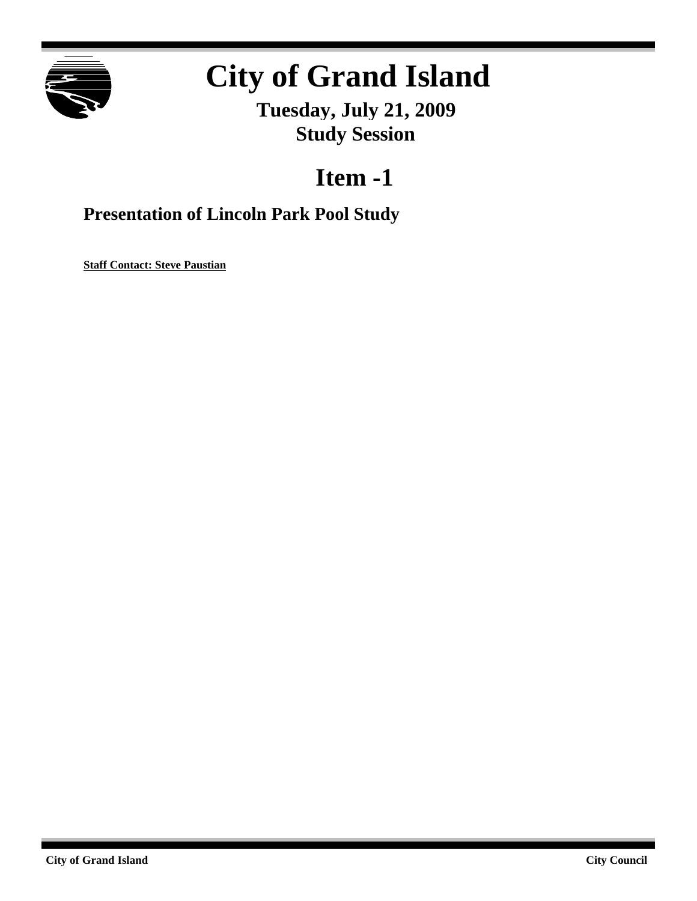# City of Grand Island

## Tuesday, July 21, 2009
## Study Session

# Item -1

## Presentation of Lincoln Park Pool Study

**Staff Contact: Steve Paustian**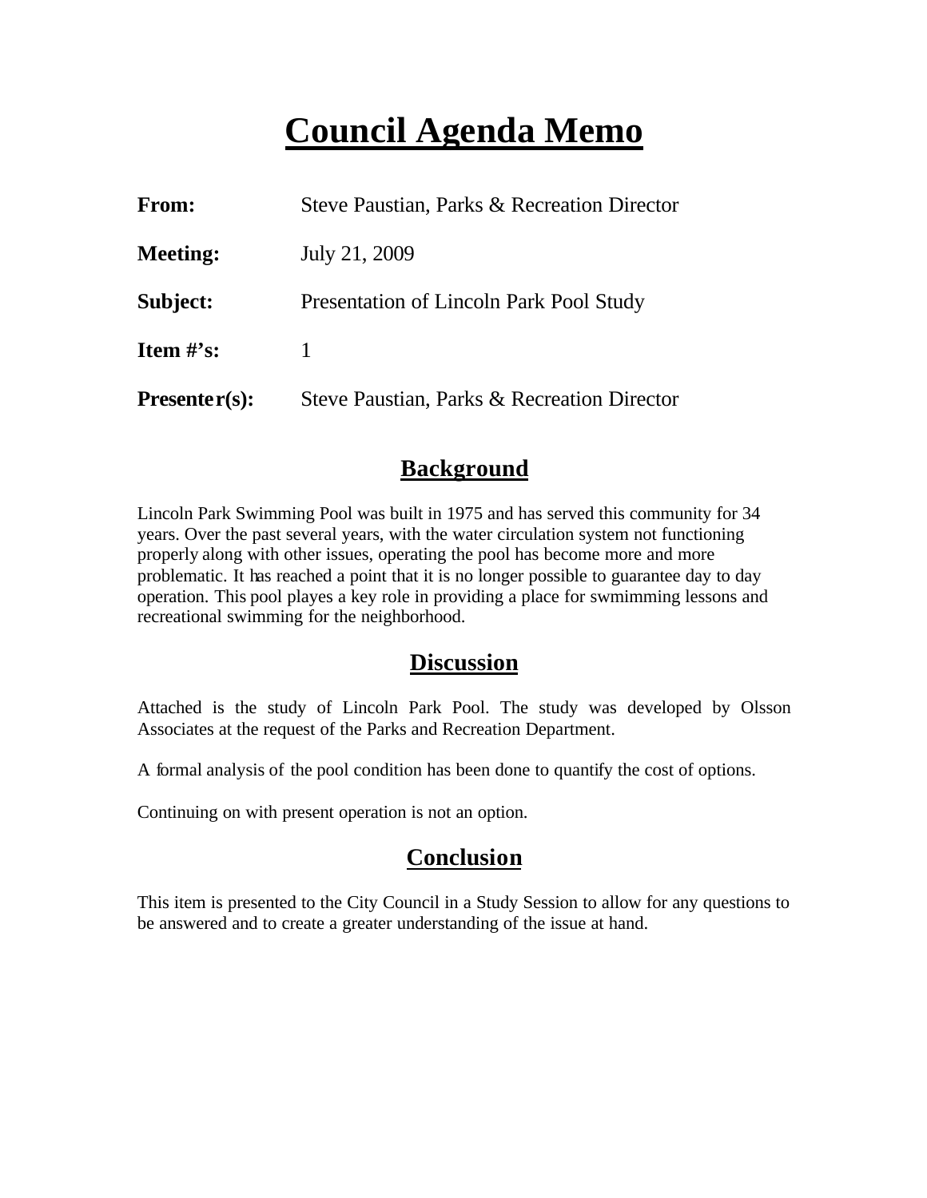# Council Agenda Memo

| | |
|---|---|
| **From:** | Steve Paustian, Parks & Recreation Director |
| **Meeting:** | July 21, 2009 |
| **Subject:** | Presentation of Lincoln Park Pool Study |
| **Item #'s:** | 1 |
| **Presenter(s):** | Steve Paustian, Parks & Recreation Director |

## Background

Lincoln Park Swimming Pool was built in 1975 and has served this community for 34 years. Over the past several years, with the water circulation system not functioning properly along with other issues, operating the pool has become more and more problematic. It has reached a point that it is no longer possible to guarantee day to day operation. This pool playes a key role in providing a place for swmimming lessons and recreational swimming for the neighborhood.

## Discussion

Attached is the study of Lincoln Park Pool. The study was developed by Olsson Associates at the request of the Parks and Recreation Department.

A formal analysis of the pool condition has been done to quantify the cost of options.

Continuing on with present operation is not an option.

## Conclusion

This item is presented to the City Council in a Study Session to allow for any questions to be answered and to create a greater understanding of the issue at hand.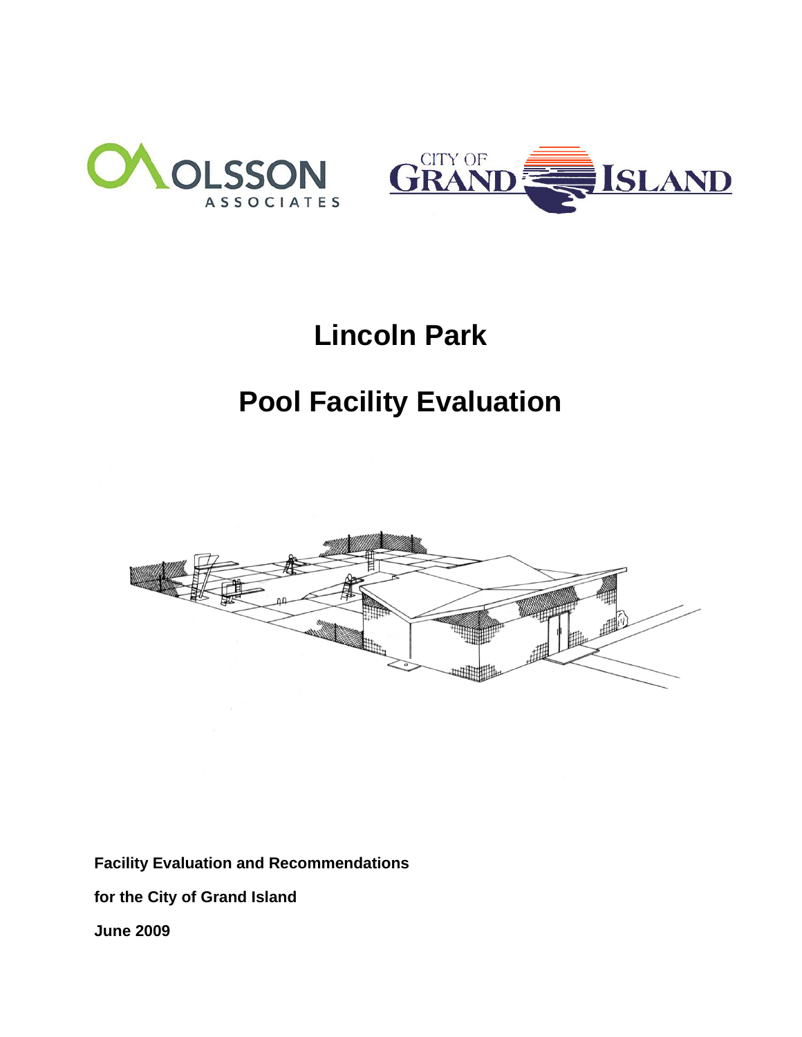# Lincoln Park

# Pool Facility Evaluation

**Facility Evaluation and Recommendations**

**for the City of Grand Island**

**June 2009**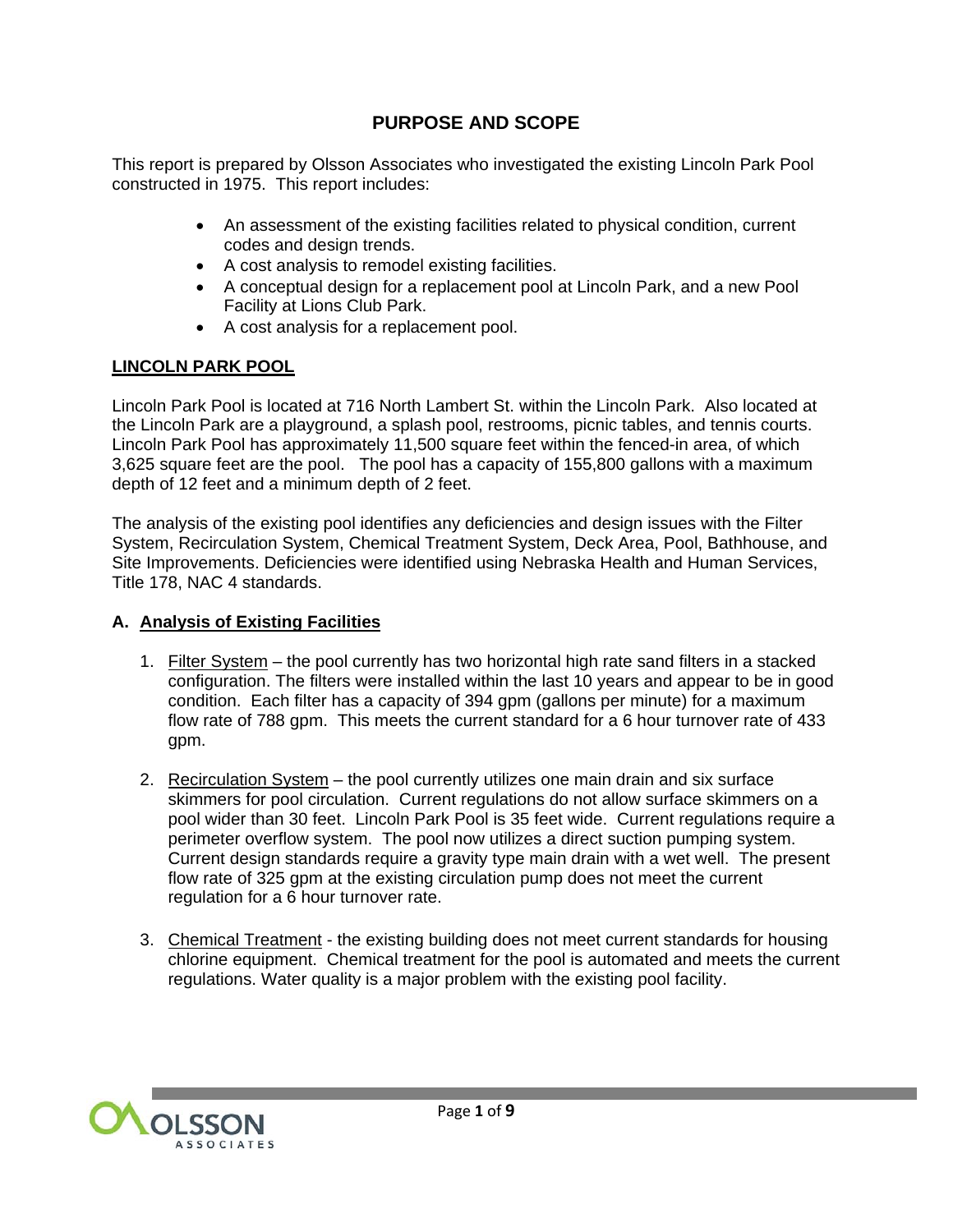# PURPOSE AND SCOPE

This report is prepared by Olsson Associates who investigated the existing Lincoln Park Pool constructed in 1975. This report includes:

- An assessment of the existing facilities related to physical condition, current codes and design trends.
- A cost analysis to remodel existing facilities.
- A conceptual design for a replacement pool at Lincoln Park, and a new Pool Facility at Lions Club Park.
- A cost analysis for a replacement pool.

## LINCOLN PARK POOL

Lincoln Park Pool is located at 716 North Lambert St. within the Lincoln Park. Also located at the Lincoln Park are a playground, a splash pool, restrooms, picnic tables, and tennis courts. Lincoln Park Pool has approximately 11,500 square feet within the fenced-in area, of which 3,625 square feet are the pool. The pool has a capacity of 155,800 gallons with a maximum depth of 12 feet and a minimum depth of 2 feet.

The analysis of the existing pool identifies any deficiencies and design issues with the Filter System, Recirculation System, Chemical Treatment System, Deck Area, Pool, Bathhouse, and Site Improvements. Deficiencies were identified using Nebraska Health and Human Services, Title 178, NAC 4 standards.

### A. Analysis of Existing Facilities

1. Filter System – the pool currently has two horizontal high rate sand filters in a stacked configuration. The filters were installed within the last 10 years and appear to be in good condition. Each filter has a capacity of 394 gpm (gallons per minute) for a maximum flow rate of 788 gpm. This meets the current standard for a 6 hour turnover rate of 433 gpm.

2. Recirculation System – the pool currently utilizes one main drain and six surface skimmers for pool circulation. Current regulations do not allow surface skimmers on a pool wider than 30 feet. Lincoln Park Pool is 35 feet wide. Current regulations require a perimeter overflow system. The pool now utilizes a direct suction pumping system. Current design standards require a gravity type main drain with a wet well. The present flow rate of 325 gpm at the existing circulation pump does not meet the current regulation for a 6 hour turnover rate.

3. Chemical Treatment - the existing building does not meet current standards for housing chlorine equipment. Chemical treatment for the pool is automated and meets the current regulations. Water quality is a major problem with the existing pool facility.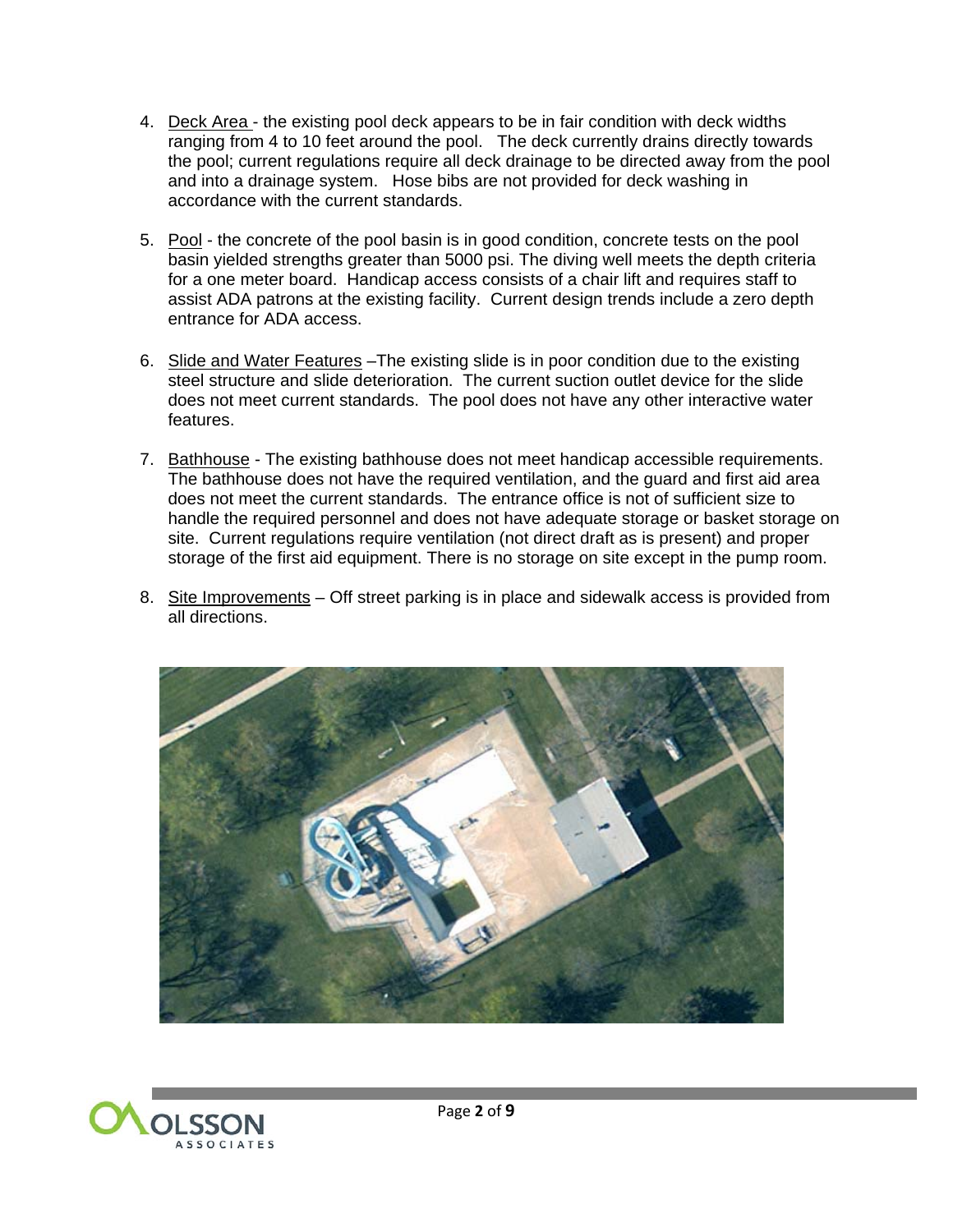4. Deck Area - the existing pool deck appears to be in fair condition with deck widths ranging from 4 to 10 feet around the pool. The deck currently drains directly towards the pool; current regulations require all deck drainage to be directed away from the pool and into a drainage system. Hose bibs are not provided for deck washing in accordance with the current standards.

5. Pool - the concrete of the pool basin is in good condition, concrete tests on the pool basin yielded strengths greater than 5000 psi. The diving well meets the depth criteria for a one meter board. Handicap access consists of a chair lift and requires staff to assist ADA patrons at the existing facility. Current design trends include a zero depth entrance for ADA access.

6. Slide and Water Features –The existing slide is in poor condition due to the existing steel structure and slide deterioration. The current suction outlet device for the slide does not meet current standards. The pool does not have any other interactive water features.

7. Bathhouse - The existing bathhouse does not meet handicap accessible requirements. The bathhouse does not have the required ventilation, and the guard and first aid area does not meet the current standards. The entrance office is not of sufficient size to handle the required personnel and does not have adequate storage or basket storage on site. Current regulations require ventilation (not direct draft as is present) and proper storage of the first aid equipment. There is no storage on site except in the pump room.

8. Site Improvements – Off street parking is in place and sidewalk access is provided from all directions.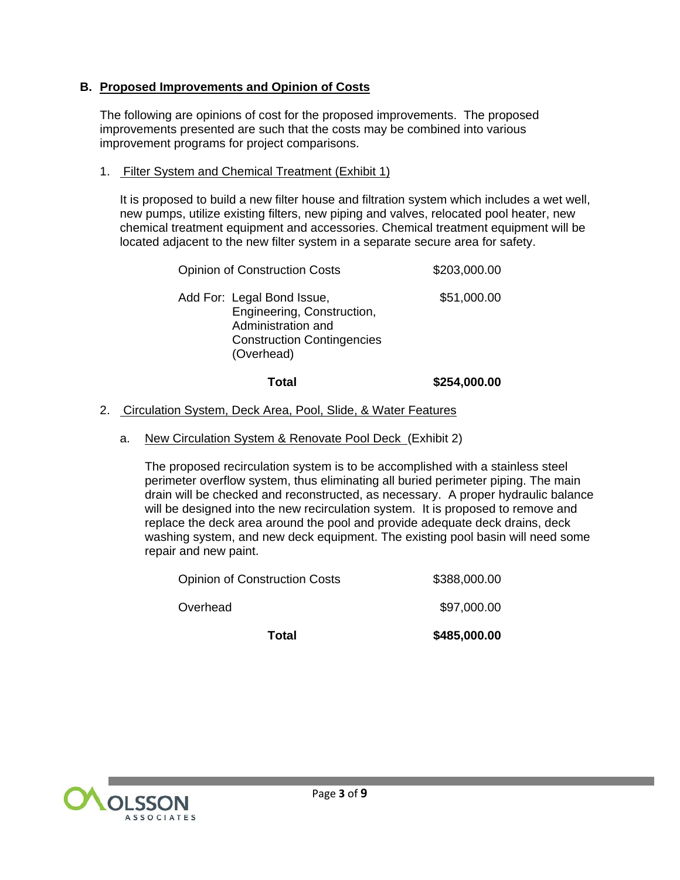## B. Proposed Improvements and Opinion of Costs

The following are opinions of cost for the proposed improvements. The proposed improvements presented are such that the costs may be combined into various improvement programs for project comparisons.

1. Filter System and Chemical Treatment (Exhibit 1)

   It is proposed to build a new filter house and filtration system which includes a wet well, new pumps, utilize existing filters, new piping and valves, relocated pool heater, new chemical treatment equipment and accessories. Chemical treatment equipment will be located adjacent to the new filter system in a separate secure area for safety.

   | | |
   |---|---|
   | Opinion of Construction Costs | $203,000.00 |
   | Add For: Legal Bond Issue, Engineering, Construction, Administration and Construction Contingencies (Overhead) | $51,000.00 |
   | **Total** | **$254,000.00** |

2. Circulation System, Deck Area, Pool, Slide, & Water Features

   a. New Circulation System & Renovate Pool Deck (Exhibit 2)

      The proposed recirculation system is to be accomplished with a stainless steel perimeter overflow system, thus eliminating all buried perimeter piping. The main drain will be checked and reconstructed, as necessary. A proper hydraulic balance will be designed into the new recirculation system. It is proposed to remove and replace the deck area around the pool and provide adequate deck drains, deck washing system, and new deck equipment. The existing pool basin will need some repair and new paint.

      | | |
      |---|---|
      | Opinion of Construction Costs | $388,000.00 |
      | Overhead | $97,000.00 |
      | **Total** | **$485,000.00** |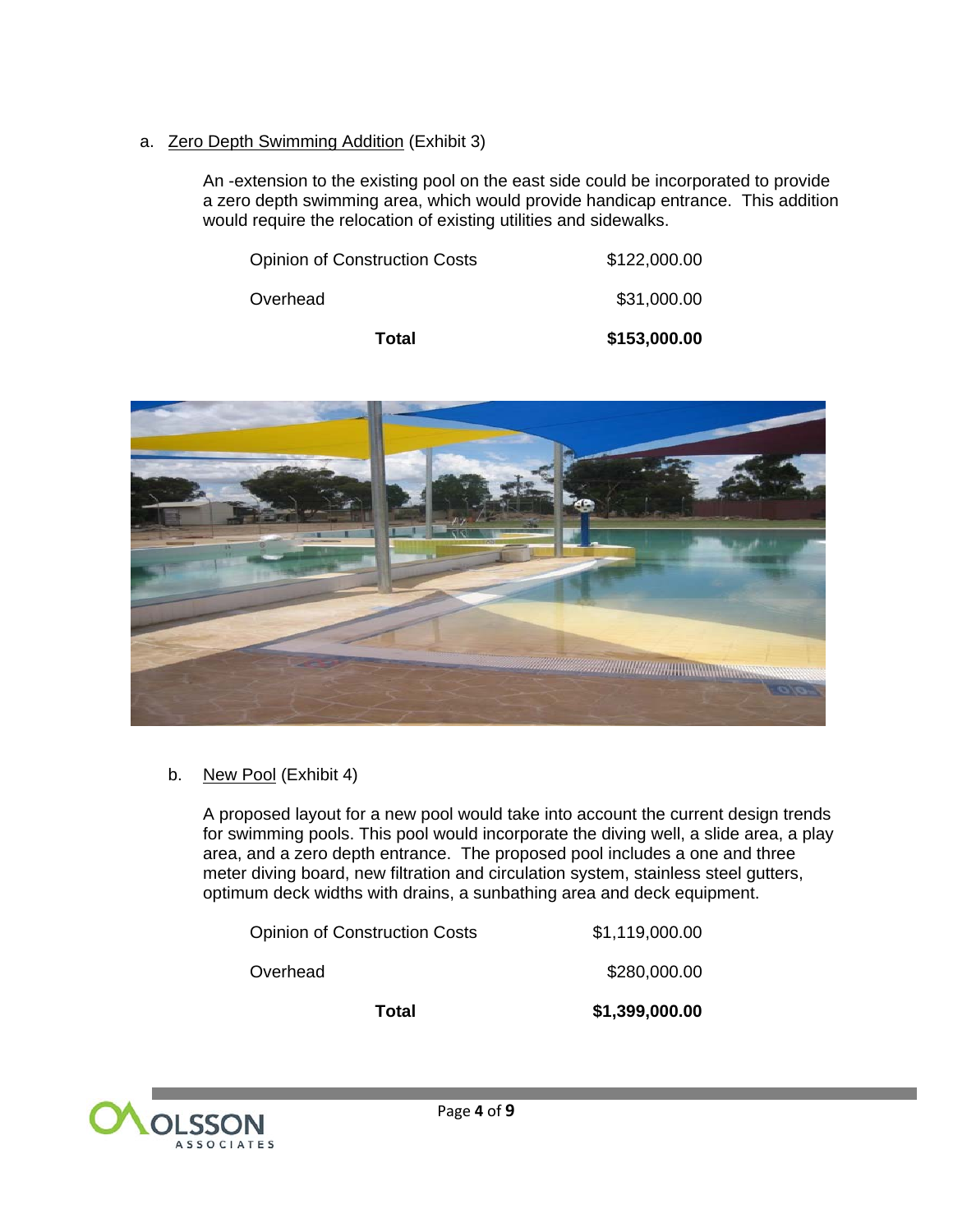a. Zero Depth Swimming Addition (Exhibit 3)

An -extension to the existing pool on the east side could be incorporated to provide a zero depth swimming area, which would provide handicap entrance. This addition would require the relocation of existing utilities and sidewalks.

| | |
|---|---|
| Opinion of Construction Costs | $122,000.00 |
| Overhead | $31,000.00 |
| **Total** | **$153,000.00** |

b. New Pool (Exhibit 4)

A proposed layout for a new pool would take into account the current design trends for swimming pools. This pool would incorporate the diving well, a slide area, a play area, and a zero depth entrance. The proposed pool includes a one and three meter diving board, new filtration and circulation system, stainless steel gutters, optimum deck widths with drains, a sunbathing area and deck equipment.

| | |
|---|---|
| Opinion of Construction Costs | $1,119,000.00 |
| Overhead | $280,000.00 |
| **Total** | **$1,399,000.00** |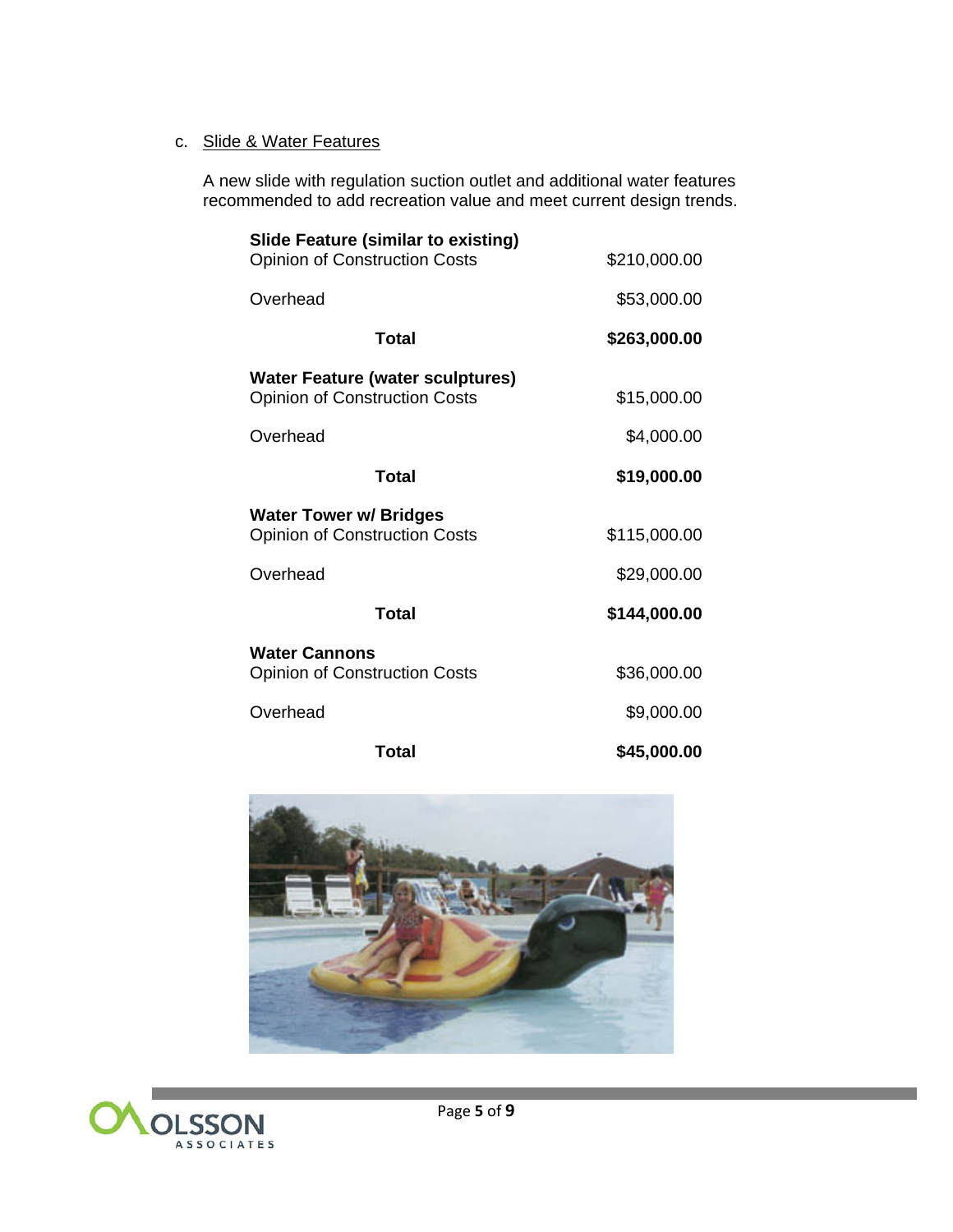c. Slide & Water Features

A new slide with regulation suction outlet and additional water features recommended to add recreation value and meet current design trends.

| | |
|---|---|
| **Slide Feature (similar to existing)** | |
| Opinion of Construction Costs | $210,000.00 |
| Overhead | $53,000.00 |
| **Total** | **$263,000.00** |
| **Water Feature (water sculptures)** | |
| Opinion of Construction Costs | $15,000.00 |
| Overhead | $4,000.00 |
| **Total** | **$19,000.00** |
| **Water Tower w/ Bridges** | |
| Opinion of Construction Costs | $115,000.00 |
| Overhead | $29,000.00 |
| **Total** | **$144,000.00** |
| **Water Cannons** | |
| Opinion of Construction Costs | $36,000.00 |
| Overhead | $9,000.00 |
| **Total** | **$45,000.00** |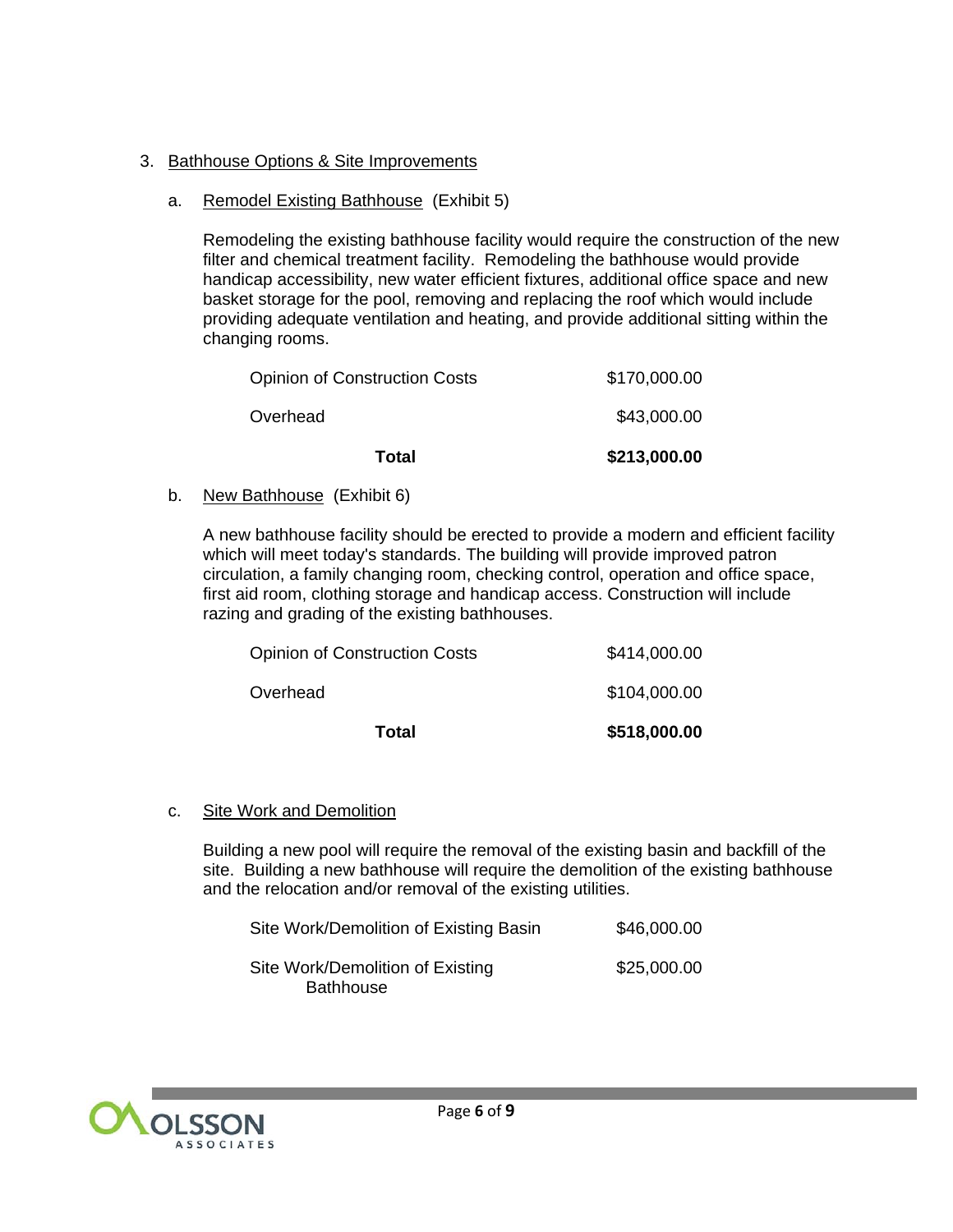3. Bathhouse Options & Site Improvements

   a. Remodel Existing Bathhouse (Exhibit 5)

   Remodeling the existing bathhouse facility would require the construction of the new filter and chemical treatment facility. Remodeling the bathhouse would provide handicap accessibility, new water efficient fixtures, additional office space and new basket storage for the pool, removing and replacing the roof which would include providing adequate ventilation and heating, and provide additional sitting within the changing rooms.

   | | |
   |---|---|
   | Opinion of Construction Costs | $170,000.00 |
   | Overhead | $43,000.00 |
   | **Total** | **$213,000.00** |

   b. New Bathhouse (Exhibit 6)

   A new bathhouse facility should be erected to provide a modern and efficient facility which will meet today's standards. The building will provide improved patron circulation, a family changing room, checking control, operation and office space, first aid room, clothing storage and handicap access. Construction will include razing and grading of the existing bathhouses.

   | | |
   |---|---|
   | Opinion of Construction Costs | $414,000.00 |
   | Overhead | $104,000.00 |
   | **Total** | **$518,000.00** |

   c. Site Work and Demolition

   Building a new pool will require the removal of the existing basin and backfill of the site. Building a new bathhouse will require the demolition of the existing bathhouse and the relocation and/or removal of the existing utilities.

   | | |
   |---|---|
   | Site Work/Demolition of Existing Basin | $46,000.00 |
   | Site Work/Demolition of Existing Bathhouse | $25,000.00 |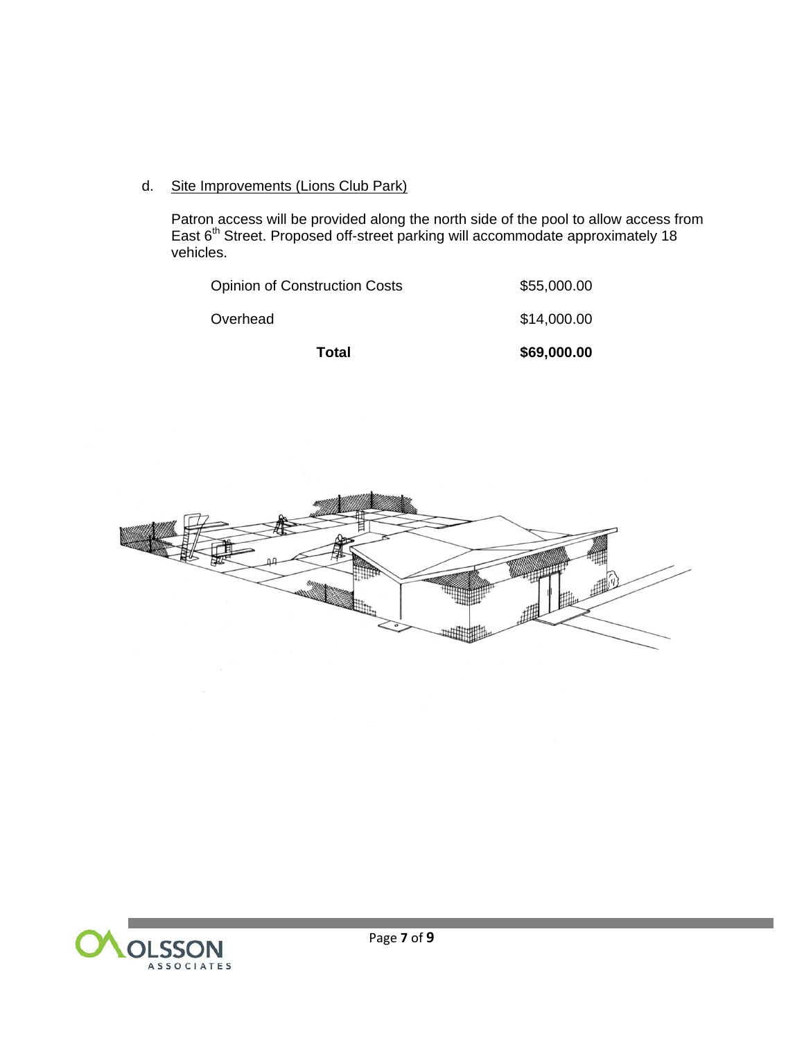d. Site Improvements (Lions Club Park)

Patron access will be provided along the north side of the pool to allow access from East 6th Street. Proposed off-street parking will accommodate approximately 18 vehicles.

| | |
|---|---|
| Opinion of Construction Costs | $55,000.00 |
| Overhead | $14,000.00 |
| **Total** | **$69,000.00** |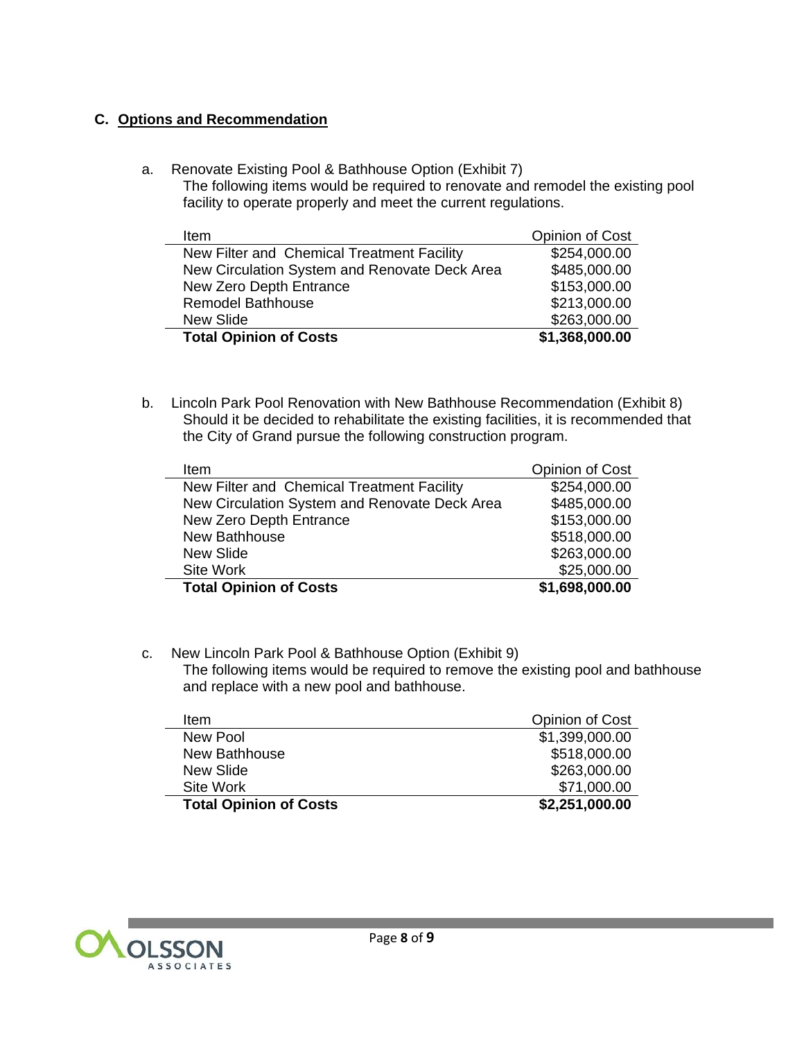## C. Options and Recommendation

a. Renovate Existing Pool & Bathhouse Option (Exhibit 7)
The following items would be required to renovate and remodel the existing pool facility to operate properly and meet the current regulations.

| Item | Opinion of Cost |
|---|---:|
| New Filter and Chemical Treatment Facility | $254,000.00 |
| New Circulation System and Renovate Deck Area | $485,000.00 |
| New Zero Depth Entrance | $153,000.00 |
| Remodel Bathhouse | $213,000.00 |
| New Slide | $263,000.00 |
| **Total Opinion of Costs** | **$1,368,000.00** |

b. Lincoln Park Pool Renovation with New Bathhouse Recommendation (Exhibit 8)
Should it be decided to rehabilitate the existing facilities, it is recommended that the City of Grand pursue the following construction program.

| Item | Opinion of Cost |
|---|---:|
| New Filter and Chemical Treatment Facility | $254,000.00 |
| New Circulation System and Renovate Deck Area | $485,000.00 |
| New Zero Depth Entrance | $153,000.00 |
| New Bathhouse | $518,000.00 |
| New Slide | $263,000.00 |
| Site Work | $25,000.00 |
| **Total Opinion of Costs** | **$1,698,000.00** |

c. New Lincoln Park Pool & Bathhouse Option (Exhibit 9)
The following items would be required to remove the existing pool and bathhouse and replace with a new pool and bathhouse.

| Item | Opinion of Cost |
|---|---:|
| New Pool | $1,399,000.00 |
| New Bathhouse | $518,000.00 |
| New Slide | $263,000.00 |
| Site Work | $71,000.00 |
| **Total Opinion of Costs** | **$2,251,000.00** |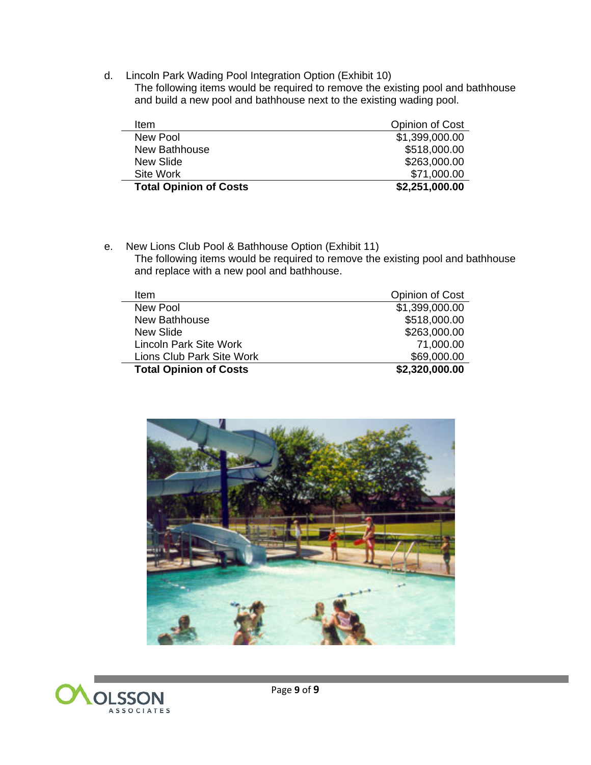d. Lincoln Park Wading Pool Integration Option (Exhibit 10)
The following items would be required to remove the existing pool and bathhouse and build a new pool and bathhouse next to the existing wading pool.

| Item | Opinion of Cost |
| --- | --- |
| New Pool | $1,399,000.00 |
| New Bathhouse | $518,000.00 |
| New Slide | $263,000.00 |
| Site Work | $71,000.00 |
| **Total Opinion of Costs** | **$2,251,000.00** |

e. New Lions Club Pool & Bathhouse Option (Exhibit 11)
The following items would be required to remove the existing pool and bathhouse and replace with a new pool and bathhouse.

| Item | Opinion of Cost |
| --- | --- |
| New Pool | $1,399,000.00 |
| New Bathhouse | $518,000.00 |
| New Slide | $263,000.00 |
| Lincoln Park Site Work | 71,000.00 |
| Lions Club Park Site Work | $69,000.00 |
| **Total Opinion of Costs** | **$2,320,000.00** |